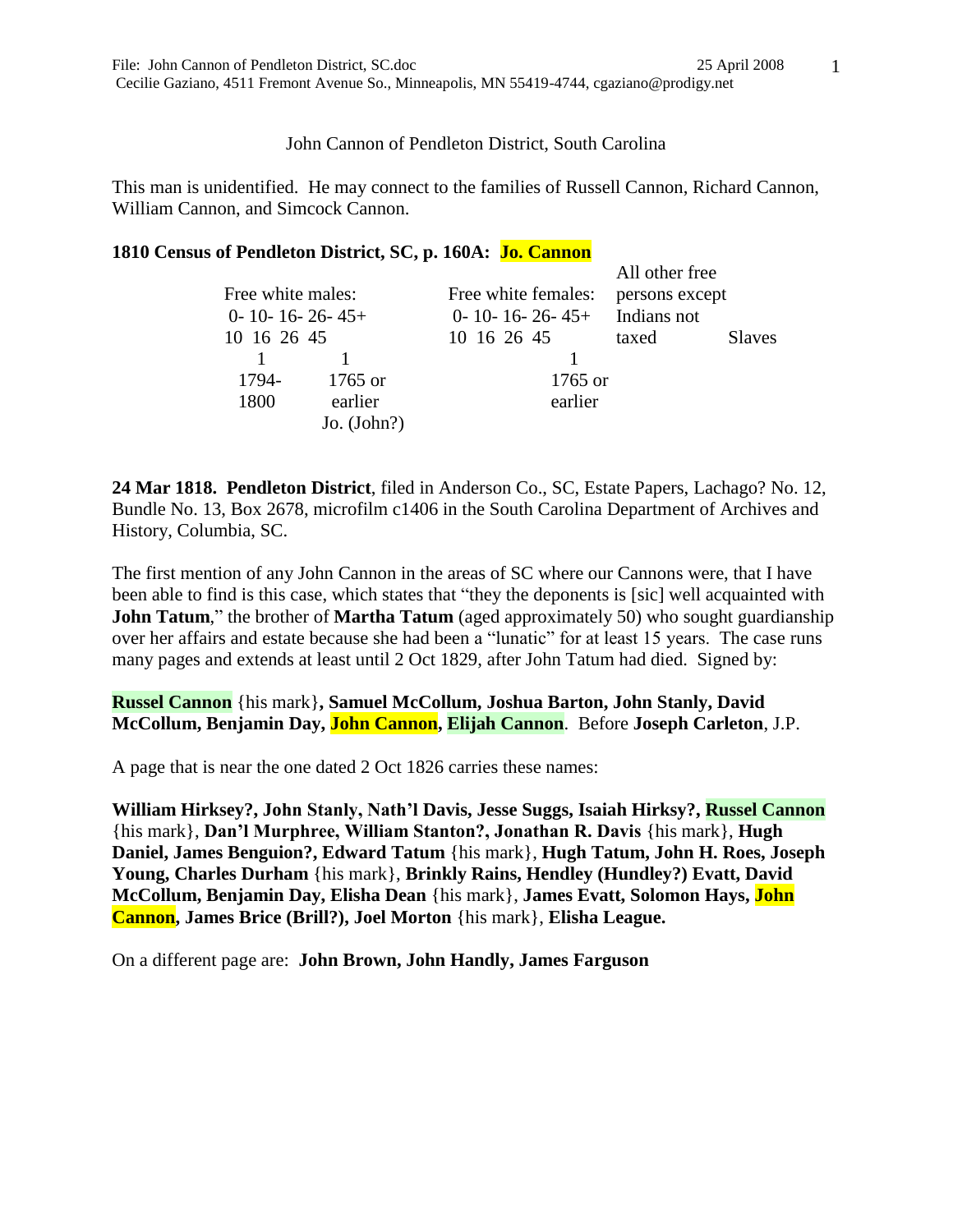File: John Cannon of Pendleton District, SC.doc 25 April 2008
Cecilie Gaziano, 4511 Fremont Avenue So., Minneapolis, MN 55419-4744, cgaziano@prodigy.net

# John Cannon of Pendleton District, South Carolina

This man is unidentified. He may connect to the families of Russell Cannon, Richard Cannon, William Cannon, and Simcock Cannon.

**1810 Census of Pendleton District, SC, p. 160A: Jo. Cannon**

| Free white males: | | | | | Free white females: | | | | | All other free persons except Indians not taxed | Slaves |
|---|---|---|---|---|---|---|---|---|---|---|---|
| 0-10 | 10-16 | 16-26 | 26-45 | 45+ | 0-10 | 10-16 | 16-26 | 26-45 | 45+ | | |
| 1 | | | | 1 | | | | | 1 | | |
| 1794-1800 | | | | 1765 or earlier Jo. (John?) | | | | | 1765 or earlier | | |

**24 Mar 1818. Pendleton District**, filed in Anderson Co., SC, Estate Papers, Lachago? No. 12, Bundle No. 13, Box 2678, microfilm c1406 in the South Carolina Department of Archives and History, Columbia, SC.

The first mention of any John Cannon in the areas of SC where our Cannons were, that I have been able to find is this case, which states that "they the deponents is [sic] well acquainted with **John Tatum**," the brother of **Martha Tatum** (aged approximately 50) who sought guardianship over her affairs and estate because she had been a "lunatic" for at least 15 years. The case runs many pages and extends at least until 2 Oct 1829, after John Tatum had died. Signed by:

**Russel Cannon** {his mark}**, Samuel McCollum, Joshua Barton, John Stanly, David McCollum, Benjamin Day, John Cannon, Elijah Cannon**. Before **Joseph Carleton**, J.P.

A page that is near the one dated 2 Oct 1826 carries these names:

**William Hirksey?, John Stanly, Nath'l Davis, Jesse Suggs, Isaiah Hirksy?, Russel Cannon** {his mark}, **Dan'l Murphree, William Stanton?, Jonathan R. Davis** {his mark}, **Hugh Daniel, James Benguion?, Edward Tatum** {his mark}, **Hugh Tatum, John H. Roes, Joseph Young, Charles Durham** {his mark}, **Brinkly Rains, Hendley (Hundley?) Evatt, David McCollum, Benjamin Day, Elisha Dean** {his mark}, **James Evatt, Solomon Hays, John Cannon, James Brice (Brill?), Joel Morton** {his mark}, **Elisha League.**

On a different page are: **John Brown, John Handly, James Farguson**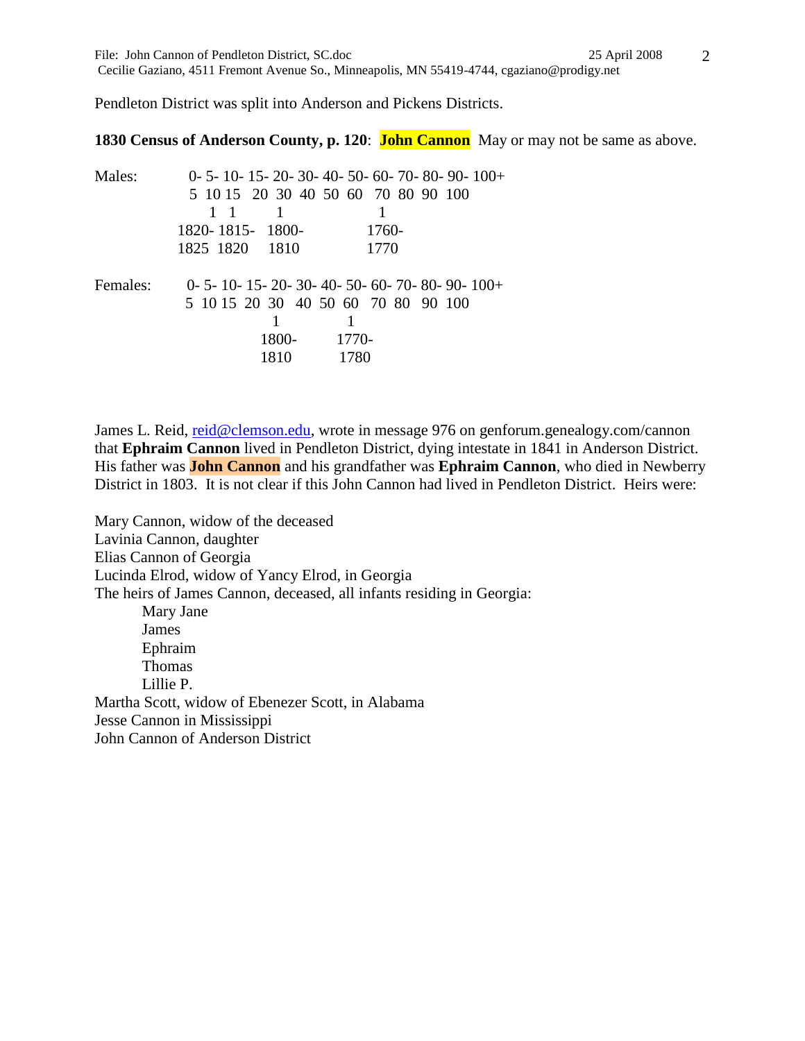Pendleton District was split into Anderson and Pickens Districts.

**1830 Census of Anderson County, p. 120**: **John Cannon** May or may not be same as above.

Males:

| 0-5 | 5-10 | 10-15 | 15-20 | 20-30 | 30-40 | 40-50 | 50-60 | 60-70 | 70-80 | 80-90 | 90-100 | 100+ |
|---|---|---|---|---|---|---|---|---|---|---|---|---|
| | 1 | 1 | | 1 | | | | 1 | | | | |
| | 1820-1825 | 1815-1820 | | 1800-1810 | | | | 1760-1770 | | | | |

Females:

| 0-5 | 5-10 | 10-15 | 15-20 | 20-30 | 30-40 | 40-50 | 50-60 | 60-70 | 70-80 | 80-90 | 90-100 | 100+ |
|---|---|---|---|---|---|---|---|---|---|---|---|---|
| | | | | 1 | | | 1 | | | | | |
| | | | | 1800-1810 | | | 1770-1780 | | | | | |

James L. Reid, reid@clemson.edu, wrote in message 976 on genforum.genealogy.com/cannon that **Ephraim Cannon** lived in Pendleton District, dying intestate in 1841 in Anderson District. His father was **John Cannon** and his grandfather was **Ephraim Cannon**, who died in Newberry District in 1803. It is not clear if this John Cannon had lived in Pendleton District. Heirs were:

Mary Cannon, widow of the deceased
Lavinia Cannon, daughter
Elias Cannon of Georgia
Lucinda Elrod, widow of Yancy Elrod, in Georgia
The heirs of James Cannon, deceased, all infants residing in Georgia:

- Mary Jane
- James
- Ephraim
- Thomas
- Lillie P.

Martha Scott, widow of Ebenezer Scott, in Alabama
Jesse Cannon in Mississippi
John Cannon of Anderson District